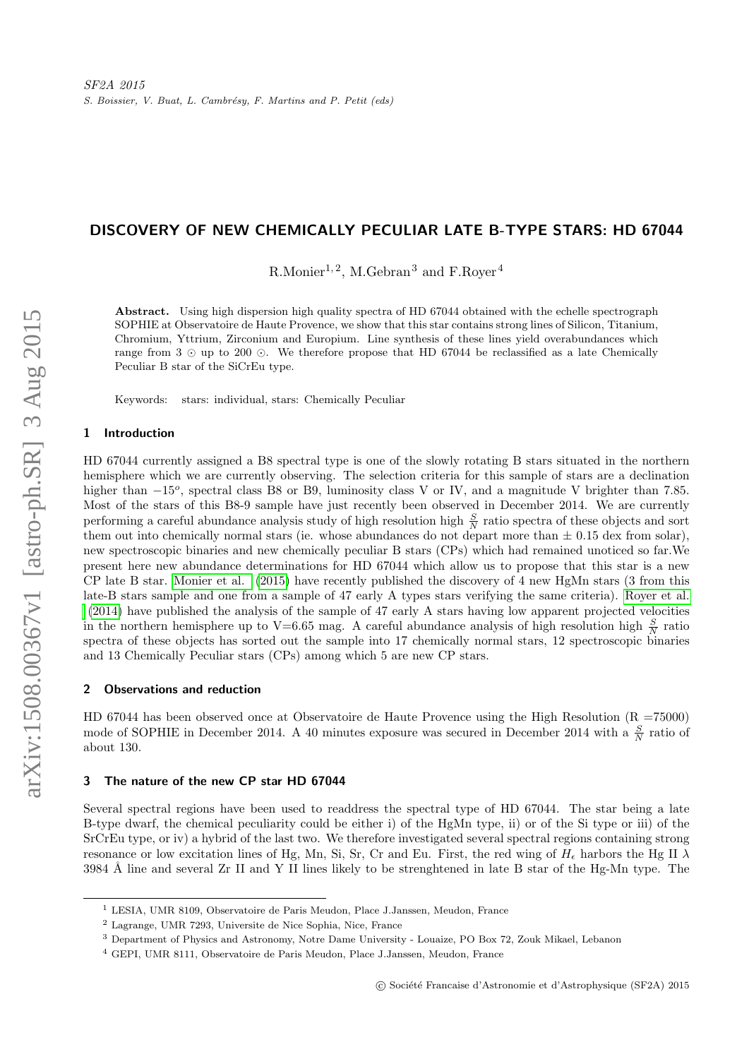SF2A 2015
S. Boissier, V. Buat, L. Cambrésy, F. Martins and P. Petit (eds)

# DISCOVERY OF NEW CHEMICALLY PECULIAR LATE B-TYPE STARS: HD 67044

R.Monier[1,2], M.Gebran[3] and F.Royer[4]

**Abstract.** Using high dispersion high quality spectra of HD 67044 obtained with the echelle spectrograph SOPHIE at Observatoire de Haute Provence, we show that this star contains strong lines of Silicon, Titanium, Chromium, Yttrium, Zirconium and Europium. Line synthesis of these lines yield overabundances which range from 3 ⊙ up to 200 ⊙. We therefore propose that HD 67044 be reclassified as a late Chemically Peculiar B star of the SiCrEu type.

Keywords: stars: individual, stars: Chemically Peculiar

## 1 Introduction

HD 67044 currently assigned a B8 spectral type is one of the slowly rotating B stars situated in the northern hemisphere which we are currently observing. The selection criteria for this sample of stars are a declination higher than $-15^{o}$, spectral class B8 or B9, luminosity class V or IV, and a magnitude V brighter than 7.85. Most of the stars of this B8-9 sample have just recently been observed in December 2014. We are currently performing a careful abundance analysis study of high resolution high $\frac{S}{N}$ ratio spectra of these objects and sort them out into chemically normal stars (ie. whose abundances do not depart more than ± 0.15 dex from solar), new spectroscopic binaries and new chemically peculiar B stars (CPs) which had remained unoticed so far.We present here new abundance determinations for HD 67044 which allow us to propose that this star is a new CP late B star. Monier et al. (2015) have recently published the discovery of 4 new HgMn stars (3 from this late-B stars sample and one from a sample of 47 early A types stars verifying the same criteria). Royer et al. (2014) have published the analysis of the sample of 47 early A stars having low apparent projected velocities in the northern hemisphere up to V=6.65 mag. A careful abundance analysis of high resolution high $\frac{S}{N}$ ratio spectra of these objects has sorted out the sample into 17 chemically normal stars, 12 spectroscopic binaries and 13 Chemically Peculiar stars (CPs) among which 5 are new CP stars.

## 2 Observations and reduction

HD 67044 has been observed once at Observatoire de Haute Provence using the High Resolution (R =75000) mode of SOPHIE in December 2014. A 40 minutes exposure was secured in December 2014 with a $\frac{S}{N}$ ratio of about 130.

## 3 The nature of the new CP star HD 67044

Several spectral regions have been used to readdress the spectral type of HD 67044. The star being a late B-type dwarf, the chemical peculiarity could be either i) of the HgMn type, ii) or of the Si type or iii) of the SrCrEu type, or iv) a hybrid of the last two. We therefore investigated several spectral regions containing strong resonance or low excitation lines of Hg, Mn, Si, Sr, Cr and Eu. First, the red wing of $H_{\epsilon}$ harbors the Hg II $\lambda$ 3984 Å line and several Zr II and Y II lines likely to be strenghtened in late B star of the Hg-Mn type. The

[1] LESIA, UMR 8109, Observatoire de Paris Meudon, Place J.Janssen, Meudon, France

[2] Lagrange, UMR 7293, Universite de Nice Sophia, Nice, France

[3] Department of Physics and Astronomy, Notre Dame University - Louaize, PO Box 72, Zouk Mikael, Lebanon

[4] GEPI, UMR 8111, Observatoire de Paris Meudon, Place J.Janssen, Meudon, France

© Société Francaise d'Astronomie et d'Astrophysique (SF2A) 2015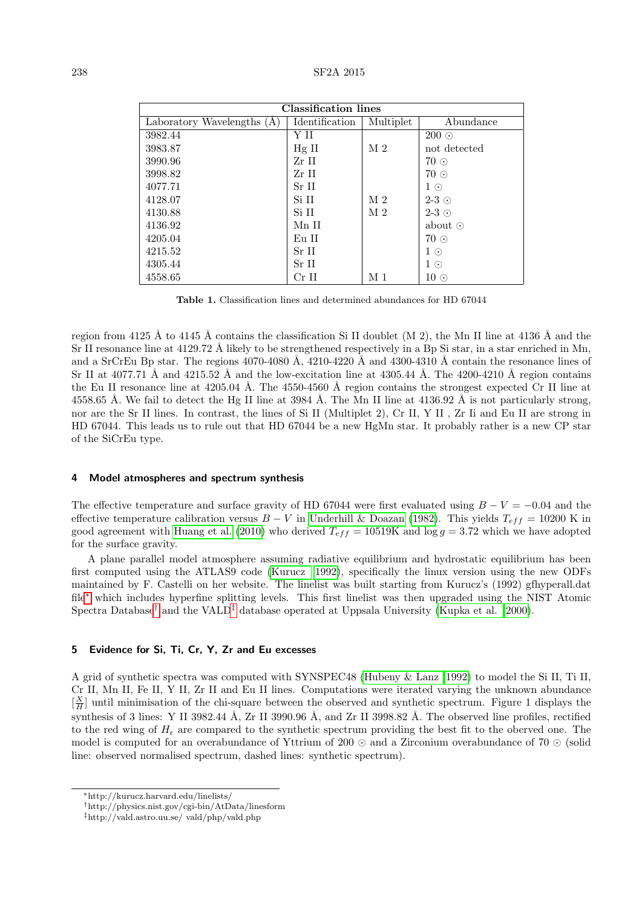| Classification lines | | | |
|---|---|---|---|
| Laboratory Wavelengths (Å) | Identification | Multiplet | Abundance |
| 3982.44 | Y II | | 200 ⊙ |
| 3983.87 | Hg II | M 2 | not detected |
| 3990.96 | Zr II | | 70 ⊙ |
| 3998.82 | Zr II | | 70 ⊙ |
| 4077.71 | Sr II | | 1 ⊙ |
| 4128.07 | Si II | M 2 | 2-3 ⊙ |
| 4130.88 | Si II | M 2 | 2-3 ⊙ |
| 4136.92 | Mn II | | about ⊙ |
| 4205.04 | Eu II | | 70 ⊙ |
| 4215.52 | Sr II | | 1 ⊙ |
| 4305.44 | Sr II | | 1 ⊙ |
| 4558.65 | Cr II | M 1 | 10 ⊙ |

**Table 1.** Classification lines and determined abundances for HD 67044

region from 4125 Å to 4145 Å contains the classification Si II doublet (M 2), the Mn II line at 4136 Å and the Sr II resonance line at 4129.72 Å likely to be strengthened respectively in a Bp Si star, in a star enriched in Mn, and a SrCrEu Bp star. The regions 4070-4080 Å, 4210-4220 Å and 4300-4310 Å contain the resonance lines of Sr II at 4077.71 Å and 4215.52 Å and the low-excitation line at 4305.44 Å. The 4200-4210 Å region contains the Eu II resonance line at 4205.04 Å. The 4550-4560 Å region contains the strongest expected Cr II line at 4558.65 Å. We fail to detect the Hg II line at 3984 Å. The Mn II line at 4136.92 Å is not particularly strong, nor are the Sr II lines. In contrast, the lines of Si II (Multiplet 2), Cr II, Y II , Zr Ii and Eu II are strong in HD 67044. This leads us to rule out that HD 67044 be a new HgMn star. It probably rather is a new CP star of the SiCrEu type.

## 4 Model atmospheres and spectrum synthesis

The effective temperature and surface gravity of HD 67044 were first evaluated using $B-V=-0.04$ and the effective temperature calibration versus $B-V$ in Underhill & Doazan (1982). This yields $T_{eff}=10200$ K in good agreement with Huang et al. (2010) who derived $T_{eff}=10519$K and $\log g=3.72$ which we have adopted for the surface gravity.

A plane parallel model atmosphere assuming radiative equilibrium and hydrostatic equilibrium has been first computed using the ATLAS9 code (Kurucz 1992), specifically the linux version using the new ODFs maintained by F. Castelli on her website. The linelist was built starting from Kurucz's (1992) gfhyperall.dat file[*] which includes hyperfine splitting levels. This first linelist was then upgraded using the NIST Atomic Spectra Database[†] and the VALD[‡] database operated at Uppsala University (Kupka et al. 2000).

## 5 Evidence for Si, Ti, Cr, Y, Zr and Eu excesses

A grid of synthetic spectra was computed with SYNSPEC48 (Hubeny & Lanz 1992) to model the Si II, Ti II, Cr II, Mn II, Fe II, Y II, Zr II and Eu II lines. Computations were iterated varying the unknown abundance $[\frac{X}{H}]$ until minimisation of the chi-square between the observed and synthetic spectrum. Figure 1 displays the synthesis of 3 lines: Y II 3982.44 Å, Zr II 3990.96 Å, and Zr II 3998.82 Å. The observed line profiles, rectified to the red wing of $H_{\epsilon}$ are compared to the synthetic spectrum providing the best fit to the oberved one. The model is computed for an overabundance of Yttrium of 200 ⊙ and a Zirconium overabundance of 70 ⊙ (solid line: observed normalised spectrum, dashed lines: synthetic spectrum).

[*] http://kurucz.harvard.edu/linelists/

[†] http://physics.nist.gov/cgi-bin/AtData/linesform

[‡] http://vald.astro.uu.se/ vald/php/vald.php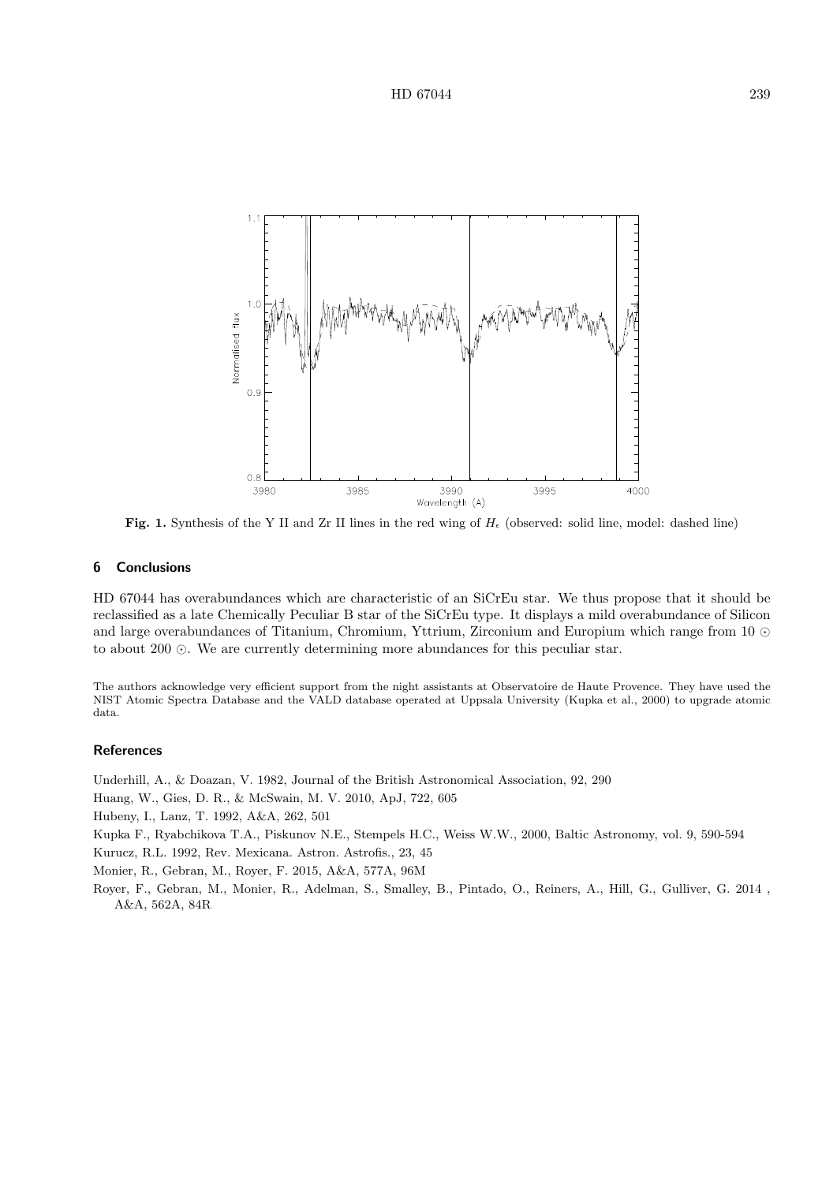1.1

1.0

0.9

0.8

Normalised flux

3980 3985 3990 3995 4000

Wavelength (A)

**Fig. 1.** Synthesis of the Y II and Zr II lines in the red wing of $H_\epsilon$ (observed: solid line, model: dashed line)

## 6 Conclusions

HD 67044 has overabundances which are characteristic of an SiCrEu star. We thus propose that it should be reclassified as a late Chemically Peculiar B star of the SiCrEu type. It displays a mild overabundance of Silicon and large overabundances of Titanium, Chromium, Yttrium, Zirconium and Europium which range from 10 $\odot$ to about 200 $\odot$. We are currently determining more abundances for this peculiar star.

The authors acknowledge very efficient support from the night assistants at Observatoire de Haute Provence. They have used the NIST Atomic Spectra Database and the VALD database operated at Uppsala University (Kupka et al., 2000) to upgrade atomic data.

## References

Underhill, A., & Doazan, V. 1982, Journal of the British Astronomical Association, 92, 290

Huang, W., Gies, D. R., & McSwain, M. V. 2010, ApJ, 722, 605

Hubeny, I., Lanz, T. 1992, A&A, 262, 501

Kupka F., Ryabchikova T.A., Piskunov N.E., Stempels H.C., Weiss W.W., 2000, Baltic Astronomy, vol. 9, 590-594

Kurucz, R.L. 1992, Rev. Mexicana. Astron. Astrofis., 23, 45

Monier, R., Gebran, M., Royer, F. 2015, A&A, 577A, 96M

Royer, F., Gebran, M., Monier, R., Adelman, S., Smalley, B., Pintado, O., Reiners, A., Hill, G., Gulliver, G. 2014 , A&A, 562A, 84R